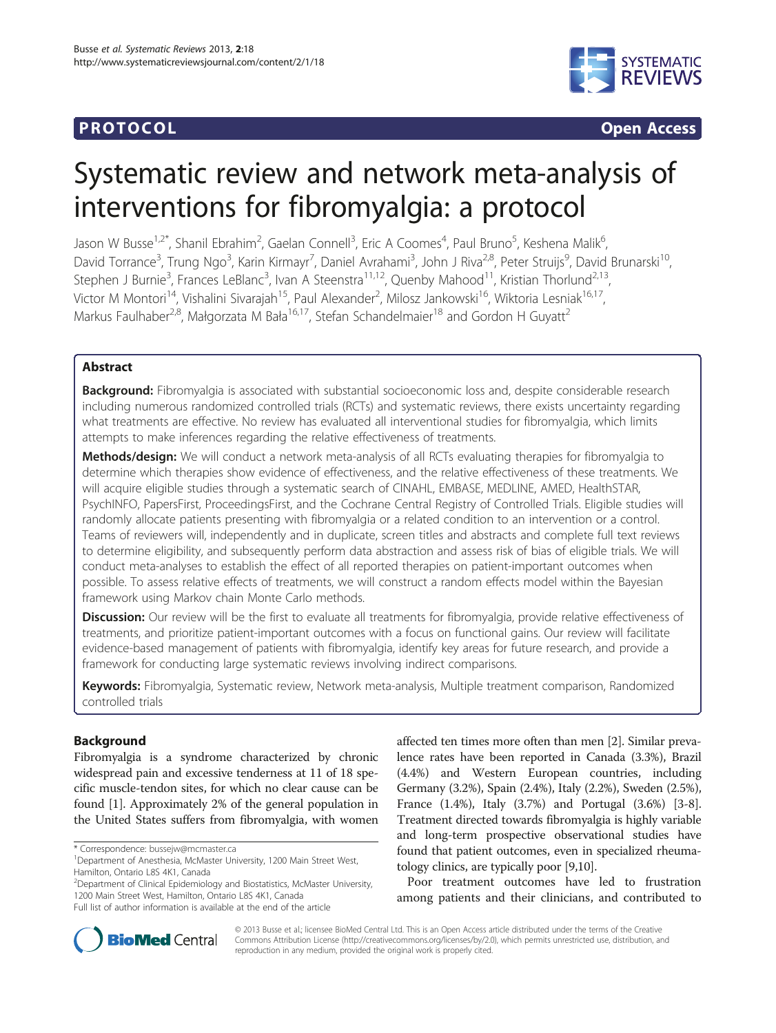**PROTOCOL** **Open Access**

# Systematic review and network meta-analysis of interventions for fibromyalgia: a protocol

Jason W Busse[1,2*], Shanil Ebrahim[2], Gaelan Connell[3], Eric A Coomes[4], Paul Bruno[5], Keshena Malik[6], David Torrance[3], Trung Ngo[3], Karin Kirmayr[7], Daniel Avrahami[3], John J Riva[2,8], Peter Struijs[9], David Brunarski[10], Stephen J Burnie[3], Frances LeBlanc[3], Ivan A Steenstra[11,12], Quenby Mahood[11], Kristian Thorlund[2,13], Victor M Montori[14], Vishalini Sivarajah[15], Paul Alexander[2], Milosz Jankowski[16], Wiktoria Lesniak[16,17], Markus Faulhaber[2,8], Małgorzata M Bała[16,17], Stefan Schandelmaier[18] and Gordon H Guyatt[2]

## Abstract

**Background:** Fibromyalgia is associated with substantial socioeconomic loss and, despite considerable research including numerous randomized controlled trials (RCTs) and systematic reviews, there exists uncertainty regarding what treatments are effective. No review has evaluated all interventional studies for fibromyalgia, which limits attempts to make inferences regarding the relative effectiveness of treatments.

**Methods/design:** We will conduct a network meta-analysis of all RCTs evaluating therapies for fibromyalgia to determine which therapies show evidence of effectiveness, and the relative effectiveness of these treatments. We will acquire eligible studies through a systematic search of CINAHL, EMBASE, MEDLINE, AMED, HealthSTAR, PsychINFO, PapersFirst, ProceedingsFirst, and the Cochrane Central Registry of Controlled Trials. Eligible studies will randomly allocate patients presenting with fibromyalgia or a related condition to an intervention or a control. Teams of reviewers will, independently and in duplicate, screen titles and abstracts and complete full text reviews to determine eligibility, and subsequently perform data abstraction and assess risk of bias of eligible trials. We will conduct meta-analyses to establish the effect of all reported therapies on patient-important outcomes when possible. To assess relative effects of treatments, we will construct a random effects model within the Bayesian framework using Markov chain Monte Carlo methods.

**Discussion:** Our review will be the first to evaluate all treatments for fibromyalgia, provide relative effectiveness of treatments, and prioritize patient-important outcomes with a focus on functional gains. Our review will facilitate evidence-based management of patients with fibromyalgia, identify key areas for future research, and provide a framework for conducting large systematic reviews involving indirect comparisons.

**Keywords:** Fibromyalgia, Systematic review, Network meta-analysis, Multiple treatment comparison, Randomized controlled trials

## Background

Fibromyalgia is a syndrome characterized by chronic widespread pain and excessive tenderness at 11 of 18 specific muscle-tendon sites, for which no clear cause can be found [1]. Approximately 2% of the general population in the United States suffers from fibromyalgia, with women affected ten times more often than men [2]. Similar prevalence rates have been reported in Canada (3.3%), Brazil (4.4%) and Western European countries, including Germany (3.2%), Spain (2.4%), Italy (2.2%), Sweden (2.5%), France (1.4%), Italy (3.7%) and Portugal (3.6%) [3-8]. Treatment directed towards fibromyalgia is highly variable and long-term prospective observational studies have found that patient outcomes, even in specialized rheumatology clinics, are typically poor [9,10].

Poor treatment outcomes have led to frustration among patients and their clinicians, and contributed to

\* Correspondence: bussejw@mcmaster.ca
[1]Department of Anesthesia, McMaster University, 1200 Main Street West, Hamilton, Ontario L8S 4K1, Canada
[2]Department of Clinical Epidemiology and Biostatistics, McMaster University, 1200 Main Street West, Hamilton, Ontario L8S 4K1, Canada
Full list of author information is available at the end of the article

© 2013 Busse et al.; licensee BioMed Central Ltd. This is an Open Access article distributed under the terms of the Creative Commons Attribution License (http://creativecommons.org/licenses/by/2.0), which permits unrestricted use, distribution, and reproduction in any medium, provided the original work is properly cited.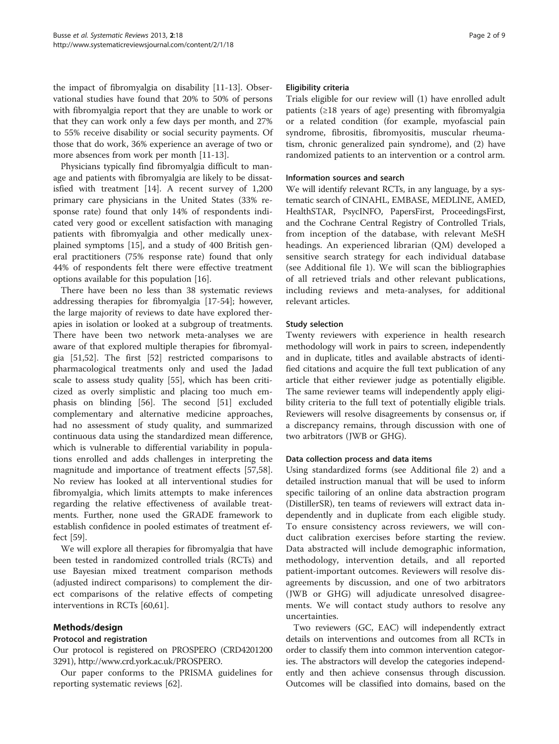the impact of fibromyalgia on disability [11-13]. Observational studies have found that 20% to 50% of persons with fibromyalgia report that they are unable to work or that they can work only a few days per month, and 27% to 55% receive disability or social security payments. Of those that do work, 36% experience an average of two or more absences from work per month [11-13].

Physicians typically find fibromyalgia difficult to manage and patients with fibromyalgia are likely to be dissatisfied with treatment [14]. A recent survey of 1,200 primary care physicians in the United States (33% response rate) found that only 14% of respondents indicated very good or excellent satisfaction with managing patients with fibromyalgia and other medically unexplained symptoms [15], and a study of 400 British general practitioners (75% response rate) found that only 44% of respondents felt there were effective treatment options available for this population [16].

There have been no less than 38 systematic reviews addressing therapies for fibromyalgia [17-54]; however, the large majority of reviews to date have explored therapies in isolation or looked at a subgroup of treatments. There have been two network meta-analyses we are aware of that explored multiple therapies for fibromyalgia [51,52]. The first [52] restricted comparisons to pharmacological treatments only and used the Jadad scale to assess study quality [55], which has been criticized as overly simplistic and placing too much emphasis on blinding [56]. The second [51] excluded complementary and alternative medicine approaches, had no assessment of study quality, and summarized continuous data using the standardized mean difference, which is vulnerable to differential variability in populations enrolled and adds challenges in interpreting the magnitude and importance of treatment effects [57,58]. No review has looked at all interventional studies for fibromyalgia, which limits attempts to make inferences regarding the relative effectiveness of available treatments. Further, none used the GRADE framework to establish confidence in pooled estimates of treatment effect [59].

We will explore all therapies for fibromyalgia that have been tested in randomized controlled trials (RCTs) and use Bayesian mixed treatment comparison methods (adjusted indirect comparisons) to complement the direct comparisons of the relative effects of competing interventions in RCTs [60,61].

## Methods/design

### Protocol and registration

Our protocol is registered on PROSPERO (CRD42012003291), http://www.crd.york.ac.uk/PROSPERO.

Our paper conforms to the PRISMA guidelines for reporting systematic reviews [62].

### Eligibility criteria

Trials eligible for our review will (1) have enrolled adult patients (≥18 years of age) presenting with fibromyalgia or a related condition (for example, myofascial pain syndrome, fibrositis, fibromyositis, muscular rheumatism, chronic generalized pain syndrome), and (2) have randomized patients to an intervention or a control arm.

### Information sources and search

We will identify relevant RCTs, in any language, by a systematic search of CINAHL, EMBASE, MEDLINE, AMED, HealthSTAR, PsycINFO, PapersFirst, ProceedingsFirst, and the Cochrane Central Registry of Controlled Trials, from inception of the database, with relevant MeSH headings. An experienced librarian (QM) developed a sensitive search strategy for each individual database (see Additional file 1). We will scan the bibliographies of all retrieved trials and other relevant publications, including reviews and meta-analyses, for additional relevant articles.

### Study selection

Twenty reviewers with experience in health research methodology will work in pairs to screen, independently and in duplicate, titles and available abstracts of identified citations and acquire the full text publication of any article that either reviewer judge as potentially eligible. The same reviewer teams will independently apply eligibility criteria to the full text of potentially eligible trials. Reviewers will resolve disagreements by consensus or, if a discrepancy remains, through discussion with one of two arbitrators (JWB or GHG).

### Data collection process and data items

Using standardized forms (see Additional file 2) and a detailed instruction manual that will be used to inform specific tailoring of an online data abstraction program (DistillerSR), ten teams of reviewers will extract data independently and in duplicate from each eligible study. To ensure consistency across reviewers, we will conduct calibration exercises before starting the review. Data abstracted will include demographic information, methodology, intervention details, and all reported patient-important outcomes. Reviewers will resolve disagreements by discussion, and one of two arbitrators (JWB or GHG) will adjudicate unresolved disagreements. We will contact study authors to resolve any uncertainties.

Two reviewers (GC, EAC) will independently extract details on interventions and outcomes from all RCTs in order to classify them into common intervention categories. The abstractors will develop the categories independently and then achieve consensus through discussion. Outcomes will be classified into domains, based on the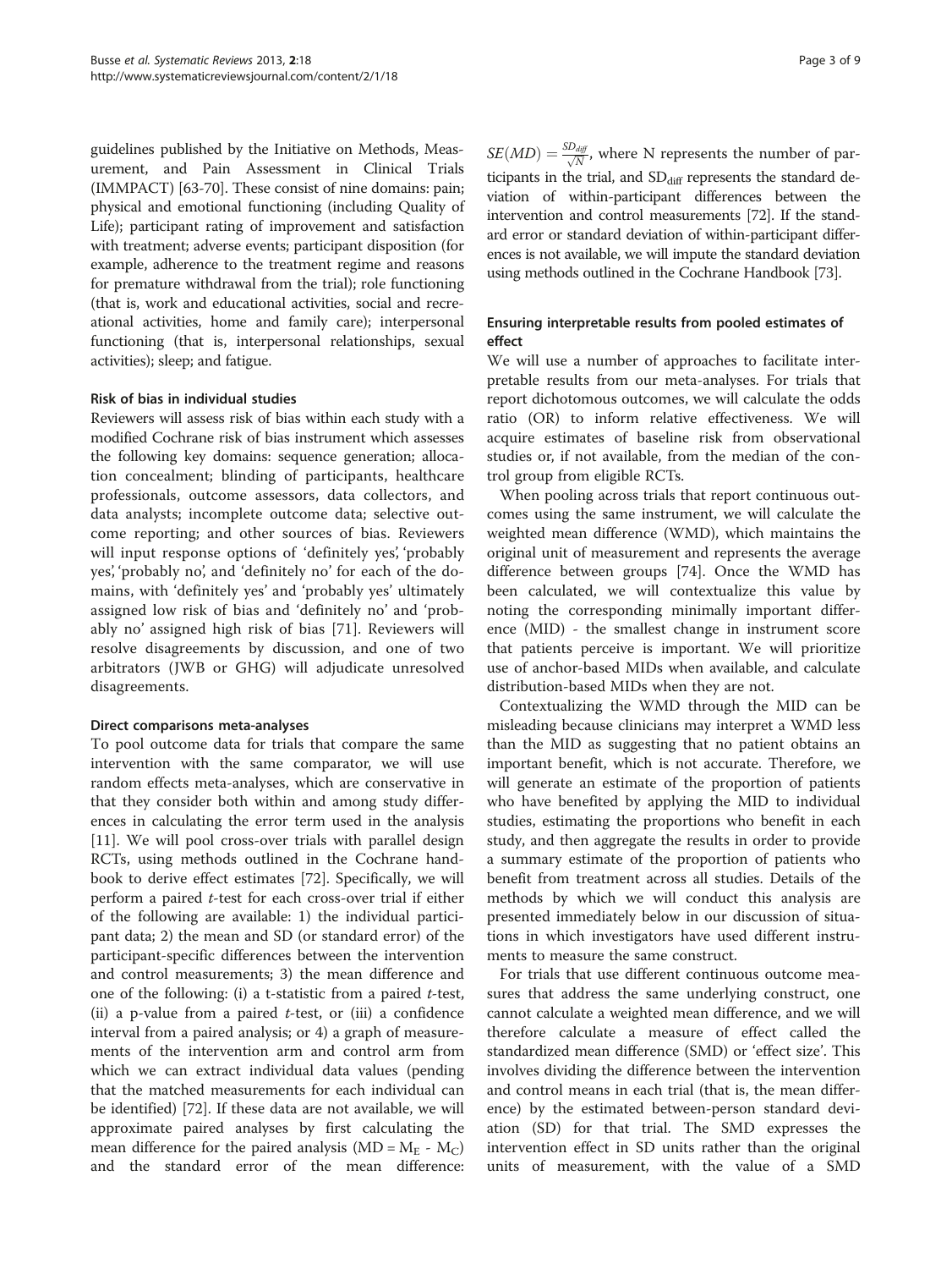guidelines published by the Initiative on Methods, Measurement, and Pain Assessment in Clinical Trials (IMMPACT) [63-70]. These consist of nine domains: pain; physical and emotional functioning (including Quality of Life); participant rating of improvement and satisfaction with treatment; adverse events; participant disposition (for example, adherence to the treatment regime and reasons for premature withdrawal from the trial); role functioning (that is, work and educational activities, social and recreational activities, home and family care); interpersonal functioning (that is, interpersonal relationships, sexual activities); sleep; and fatigue.

#### Risk of bias in individual studies

Reviewers will assess risk of bias within each study with a modified Cochrane risk of bias instrument which assesses the following key domains: sequence generation; allocation concealment; blinding of participants, healthcare professionals, outcome assessors, data collectors, and data analysts; incomplete outcome data; selective outcome reporting; and other sources of bias. Reviewers will input response options of 'definitely yes', 'probably yes', 'probably no', and 'definitely no' for each of the domains, with 'definitely yes' and 'probably yes' ultimately assigned low risk of bias and 'definitely no' and 'probably no' assigned high risk of bias [71]. Reviewers will resolve disagreements by discussion, and one of two arbitrators (JWB or GHG) will adjudicate unresolved disagreements.

#### Direct comparisons meta-analyses

To pool outcome data for trials that compare the same intervention with the same comparator, we will use random effects meta-analyses, which are conservative in that they consider both within and among study differences in calculating the error term used in the analysis [11]. We will pool cross-over trials with parallel design RCTs, using methods outlined in the Cochrane handbook to derive effect estimates [72]. Specifically, we will perform a paired *t*-test for each cross-over trial if either of the following are available: 1) the individual participant data; 2) the mean and SD (or standard error) of the participant-specific differences between the intervention and control measurements; 3) the mean difference and one of the following: (i) a t-statistic from a paired *t*-test, (ii) a p-value from a paired *t*-test, or (iii) a confidence interval from a paired analysis; or 4) a graph of measurements of the intervention arm and control arm from which we can extract individual data values (pending that the matched measurements for each individual can be identified) [72]. If these data are not available, we will approximate paired analyses by first calculating the mean difference for the paired analysis ($MD = M_E - M_C$) and the standard error of the mean difference: $SE(MD) = \frac{SD_{diff}}{\sqrt{N}}$, where N represents the number of participants in the trial, and $SD_{diff}$ represents the standard deviation of within-participant differences between the intervention and control measurements [72]. If the standard error or standard deviation of within-participant differences is not available, we will impute the standard deviation using methods outlined in the Cochrane Handbook [73].

#### Ensuring interpretable results from pooled estimates of effect

We will use a number of approaches to facilitate interpretable results from our meta-analyses. For trials that report dichotomous outcomes, we will calculate the odds ratio (OR) to inform relative effectiveness. We will acquire estimates of baseline risk from observational studies or, if not available, from the median of the control group from eligible RCTs.

When pooling across trials that report continuous outcomes using the same instrument, we will calculate the weighted mean difference (WMD), which maintains the original unit of measurement and represents the average difference between groups [74]. Once the WMD has been calculated, we will contextualize this value by noting the corresponding minimally important difference (MID) - the smallest change in instrument score that patients perceive is important. We will prioritize use of anchor-based MIDs when available, and calculate distribution-based MIDs when they are not.

Contextualizing the WMD through the MID can be misleading because clinicians may interpret a WMD less than the MID as suggesting that no patient obtains an important benefit, which is not accurate. Therefore, we will generate an estimate of the proportion of patients who have benefited by applying the MID to individual studies, estimating the proportions who benefit in each study, and then aggregate the results in order to provide a summary estimate of the proportion of patients who benefit from treatment across all studies. Details of the methods by which we will conduct this analysis are presented immediately below in our discussion of situations in which investigators have used different instruments to measure the same construct.

For trials that use different continuous outcome measures that address the same underlying construct, one cannot calculate a weighted mean difference, and we will therefore calculate a measure of effect called the standardized mean difference (SMD) or 'effect size'. This involves dividing the difference between the intervention and control means in each trial (that is, the mean difference) by the estimated between-person standard deviation (SD) for that trial. The SMD expresses the intervention effect in SD units rather than the original units of measurement, with the value of a SMD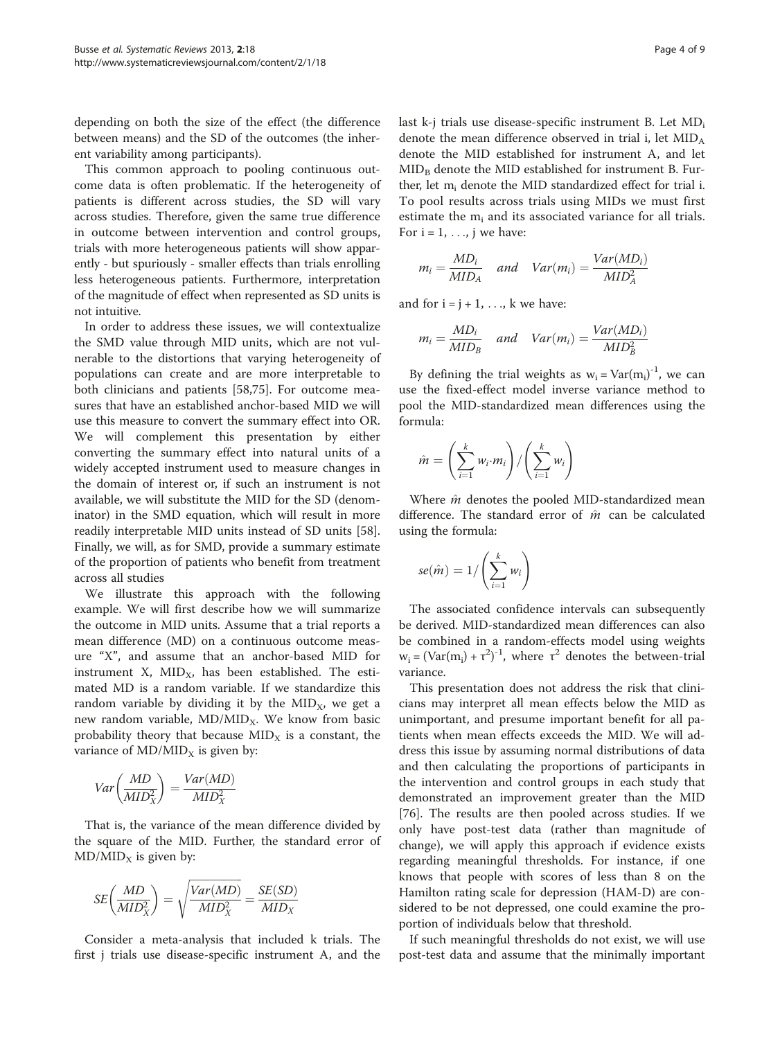depending on both the size of the effect (the difference between means) and the SD of the outcomes (the inherent variability among participants).

This common approach to pooling continuous outcome data is often problematic. If the heterogeneity of patients is different across studies, the SD will vary across studies. Therefore, given the same true difference in outcome between intervention and control groups, trials with more heterogeneous patients will show apparently - but spuriously - smaller effects than trials enrolling less heterogeneous patients. Furthermore, interpretation of the magnitude of effect when represented as SD units is not intuitive.

In order to address these issues, we will contextualize the SMD value through MID units, which are not vulnerable to the distortions that varying heterogeneity of populations can create and are more interpretable to both clinicians and patients [58,75]. For outcome measures that have an established anchor-based MID we will use this measure to convert the summary effect into OR. We will complement this presentation by either converting the summary effect into natural units of a widely accepted instrument used to measure changes in the domain of interest or, if such an instrument is not available, we will substitute the MID for the SD (denominator) in the SMD equation, which will result in more readily interpretable MID units instead of SD units [58]. Finally, we will, as for SMD, provide a summary estimate of the proportion of patients who benefit from treatment across all studies

We illustrate this approach with the following example. We will first describe how we will summarize the outcome in MID units. Assume that a trial reports a mean difference (MD) on a continuous outcome measure "X", and assume that an anchor-based MID for instrument X, $MID_X$, has been established. The estimated MD is a random variable. If we standardize this random variable by dividing it by the $MID_X$, we get a new random variable, $MD/MID_X$. We know from basic probability theory that because $MID_X$ is a constant, the variance of $MD/MID_X$ is given by:

$$Var\left(\frac{MD}{MID_X^2}\right) = \frac{Var(MD)}{MID_X^2}$$

That is, the variance of the mean difference divided by the square of the MID. Further, the standard error of $MD/MID_X$ is given by:

$$SE\left(\frac{MD}{MID_X^2}\right) = \sqrt{\frac{Var(MD)}{MID_X^2}} = \frac{SE(SD)}{MID_X}$$

Consider a meta-analysis that included k trials. The first j trials use disease-specific instrument A, and the last k-j trials use disease-specific instrument B. Let $MD_i$ denote the mean difference observed in trial i, let $MID_A$ denote the MID established for instrument A, and let $MID_B$ denote the MID established for instrument B. Further, let $m_i$ denote the MID standardized effect for trial i. To pool results across trials using MIDs we must first estimate the $m_i$ and its associated variance for all trials. For $i = 1, \ldots, j$ we have:

$$m_i = \frac{MD_i}{MID_A} \quad and \quad Var(m_i) = \frac{Var(MD_i)}{MID_A^2}$$

and for $i = j + 1, \ldots, k$ we have:

$$m_i = \frac{MD_i}{MID_B} \quad and \quad Var(m_i) = \frac{Var(MD_i)}{MID_B^2}$$

By defining the trial weights as $w_i = Var(m_i)^{-1}$, we can use the fixed-effect model inverse variance method to pool the MID-standardized mean differences using the formula:

$$\hat{m} = \left(\sum_{i=1}^{k} w_i \cdot m_i\right) / \left(\sum_{i=1}^{k} w_i\right)$$

Where $\hat{m}$ denotes the pooled MID-standardized mean difference. The standard error of $\hat{m}$ can be calculated using the formula:

$$se(\hat{m}) = 1 / \left(\sum_{i=1}^{k} w_i\right)$$

The associated confidence intervals can subsequently be derived. MID-standardized mean differences can also be combined in a random-effects model using weights $w_i = (Var(m_i) + \tau^2)^{-1}$, where $\tau^2$ denotes the between-trial variance.

This presentation does not address the risk that clinicians may interpret all mean effects below the MID as unimportant, and presume important benefit for all patients when mean effects exceeds the MID. We will address this issue by assuming normal distributions of data and then calculating the proportions of participants in the intervention and control groups in each study that demonstrated an improvement greater than the MID [76]. The results are then pooled across studies. If we only have post-test data (rather than magnitude of change), we will apply this approach if evidence exists regarding meaningful thresholds. For instance, if one knows that people with scores of less than 8 on the Hamilton rating scale for depression (HAM-D) are considered to be not depressed, one could examine the proportion of individuals below that threshold.

If such meaningful thresholds do not exist, we will use post-test data and assume that the minimally important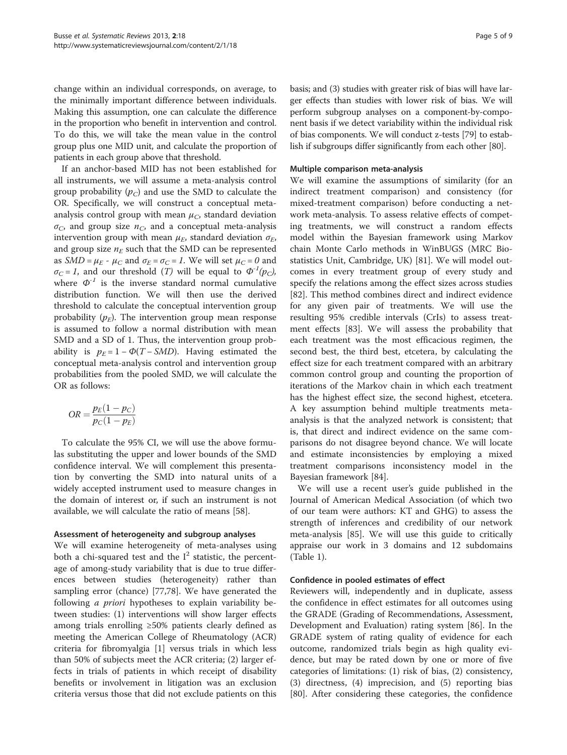change within an individual corresponds, on average, to the minimally important difference between individuals. Making this assumption, one can calculate the difference in the proportion who benefit in intervention and control. To do this, we will take the mean value in the control group plus one MID unit, and calculate the proportion of patients in each group above that threshold.

If an anchor-based MID has not been established for all instruments, we will assume a meta-analysis control group probability ($p_C$) and use the SMD to calculate the OR. Specifically, we will construct a conceptual meta-analysis control group with mean $\mu_C$, standard deviation $\sigma_C$, and group size $n_C$, and a conceptual meta-analysis intervention group with mean $\mu_E$, standard deviation $\sigma_E$, and group size $n_E$ such that the SMD can be represented as $SMD = \mu_E - \mu_C$ and $\sigma_E = \sigma_C = 1$. We will set $\mu_C = 0$ and $\sigma_C = 1$, and our threshold ($T$) will be equal to $\Phi^{-1}(p_C)$, where $\Phi^{-1}$ is the inverse standard normal cumulative distribution function. We will then use the derived threshold to calculate the conceptual intervention group probability ($p_E$). The intervention group mean response is assumed to follow a normal distribution with mean SMD and a SD of 1. Thus, the intervention group probability is $p_E = 1 - \Phi(T - SMD)$. Having estimated the conceptual meta-analysis control and intervention group probabilities from the pooled SMD, we will calculate the OR as follows:

$$OR = \frac{p_E(1 - p_C)}{p_C(1 - p_E)}$$

To calculate the 95% CI, we will use the above formulas substituting the upper and lower bounds of the SMD confidence interval. We will complement this presentation by converting the SMD into natural units of a widely accepted instrument used to measure changes in the domain of interest or, if such an instrument is not available, we will calculate the ratio of means [58].

### Assessment of heterogeneity and subgroup analyses

We will examine heterogeneity of meta-analyses using both a chi-squared test and the $I^2$ statistic, the percentage of among-study variability that is due to true differences between studies (heterogeneity) rather than sampling error (chance) [77,78]. We have generated the following *a priori* hypotheses to explain variability between studies: (1) interventions will show larger effects among trials enrolling ≥50% patients clearly defined as meeting the American College of Rheumatology (ACR) criteria for fibromyalgia [1] versus trials in which less than 50% of subjects meet the ACR criteria; (2) larger effects in trials of patients in which receipt of disability benefits or involvement in litigation was an exclusion criteria versus those that did not exclude patients on this basis; and (3) studies with greater risk of bias will have larger effects than studies with lower risk of bias. We will perform subgroup analyses on a component-by-component basis if we detect variability within the individual risk of bias components. We will conduct z-tests [79] to establish if subgroups differ significantly from each other [80].

### Multiple comparison meta-analysis

We will examine the assumptions of similarity (for an indirect treatment comparison) and consistency (for mixed-treatment comparison) before conducting a network meta-analysis. To assess relative effects of competing treatments, we will construct a random effects model within the Bayesian framework using Markov chain Monte Carlo methods in WinBUGS (MRC Biostatistics Unit, Cambridge, UK) [81]. We will model outcomes in every treatment group of every study and specify the relations among the effect sizes across studies [82]. This method combines direct and indirect evidence for any given pair of treatments. We will use the resulting 95% credible intervals (CrIs) to assess treatment effects [83]. We will assess the probability that each treatment was the most efficacious regimen, the second best, the third best, etcetera, by calculating the effect size for each treatment compared with an arbitrary common control group and counting the proportion of iterations of the Markov chain in which each treatment has the highest effect size, the second highest, etcetera. A key assumption behind multiple treatments meta-analysis is that the analyzed network is consistent; that is, that direct and indirect evidence on the same comparisons do not disagree beyond chance. We will locate and estimate inconsistencies by employing a mixed treatment comparisons inconsistency model in the Bayesian framework [84].

We will use a recent user's guide published in the Journal of American Medical Association (of which two of our team were authors: KT and GHG) to assess the strength of inferences and credibility of our network meta-analysis [85]. We will use this guide to critically appraise our work in 3 domains and 12 subdomains (Table 1).

### Confidence in pooled estimates of effect

Reviewers will, independently and in duplicate, assess the confidence in effect estimates for all outcomes using the GRADE (Grading of Recommendations, Assessment, Development and Evaluation) rating system [86]. In the GRADE system of rating quality of evidence for each outcome, randomized trials begin as high quality evidence, but may be rated down by one or more of five categories of limitations: (1) risk of bias, (2) consistency, (3) directness, (4) imprecision, and (5) reporting bias [80]. After considering these categories, the confidence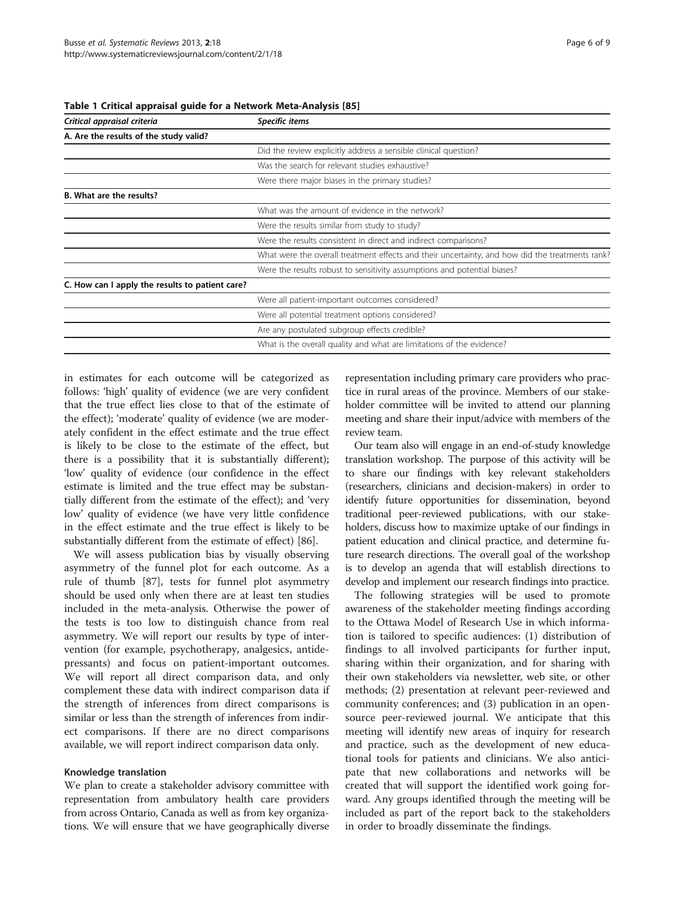**Table 1 Critical appraisal guide for a Network Meta-Analysis [85]**

| *Critical appraisal criteria* | *Specific items* |
|---|---|
| **A. Are the results of the study valid?** | |
| | Did the review explicitly address a sensible clinical question? |
| | Was the search for relevant studies exhaustive? |
| | Were there major biases in the primary studies? |
| **B. What are the results?** | |
| | What was the amount of evidence in the network? |
| | Were the results similar from study to study? |
| | Were the results consistent in direct and indirect comparisons? |
| | What were the overall treatment effects and their uncertainty, and how did the treatments rank? |
| | Were the results robust to sensitivity assumptions and potential biases? |
| **C. How can I apply the results to patient care?** | |
| | Were all patient-important outcomes considered? |
| | Were all potential treatment options considered? |
| | Are any postulated subgroup effects credible? |
| | What is the overall quality and what are limitations of the evidence? |

in estimates for each outcome will be categorized as follows: 'high' quality of evidence (we are very confident that the true effect lies close to that of the estimate of the effect); 'moderate' quality of evidence (we are moderately confident in the effect estimate and the true effect is likely to be close to the estimate of the effect, but there is a possibility that it is substantially different); 'low' quality of evidence (our confidence in the effect estimate is limited and the true effect may be substantially different from the estimate of the effect); and 'very low' quality of evidence (we have very little confidence in the effect estimate and the true effect is likely to be substantially different from the estimate of effect) [86].

We will assess publication bias by visually observing asymmetry of the funnel plot for each outcome. As a rule of thumb [87], tests for funnel plot asymmetry should be used only when there are at least ten studies included in the meta-analysis. Otherwise the power of the tests is too low to distinguish chance from real asymmetry. We will report our results by type of intervention (for example, psychotherapy, analgesics, antidepressants) and focus on patient-important outcomes. We will report all direct comparison data, and only complement these data with indirect comparison data if the strength of inferences from direct comparisons is similar or less than the strength of inferences from indirect comparisons. If there are no direct comparisons available, we will report indirect comparison data only.

### Knowledge translation

We plan to create a stakeholder advisory committee with representation from ambulatory health care providers from across Ontario, Canada as well as from key organizations. We will ensure that we have geographically diverse representation including primary care providers who practice in rural areas of the province. Members of our stakeholder committee will be invited to attend our planning meeting and share their input/advice with members of the review team.

Our team also will engage in an end-of-study knowledge translation workshop. The purpose of this activity will be to share our findings with key relevant stakeholders (researchers, clinicians and decision-makers) in order to identify future opportunities for dissemination, beyond traditional peer-reviewed publications, with our stakeholders, discuss how to maximize uptake of our findings in patient education and clinical practice, and determine future research directions. The overall goal of the workshop is to develop an agenda that will establish directions to develop and implement our research findings into practice.

The following strategies will be used to promote awareness of the stakeholder meeting findings according to the Ottawa Model of Research Use in which information is tailored to specific audiences: (1) distribution of findings to all involved participants for further input, sharing within their organization, and for sharing with their own stakeholders via newsletter, web site, or other methods; (2) presentation at relevant peer-reviewed and community conferences; and (3) publication in an open-source peer-reviewed journal. We anticipate that this meeting will identify new areas of inquiry for research and practice, such as the development of new educational tools for patients and clinicians. We also anticipate that new collaborations and networks will be created that will support the identified work going forward. Any groups identified through the meeting will be included as part of the report back to the stakeholders in order to broadly disseminate the findings.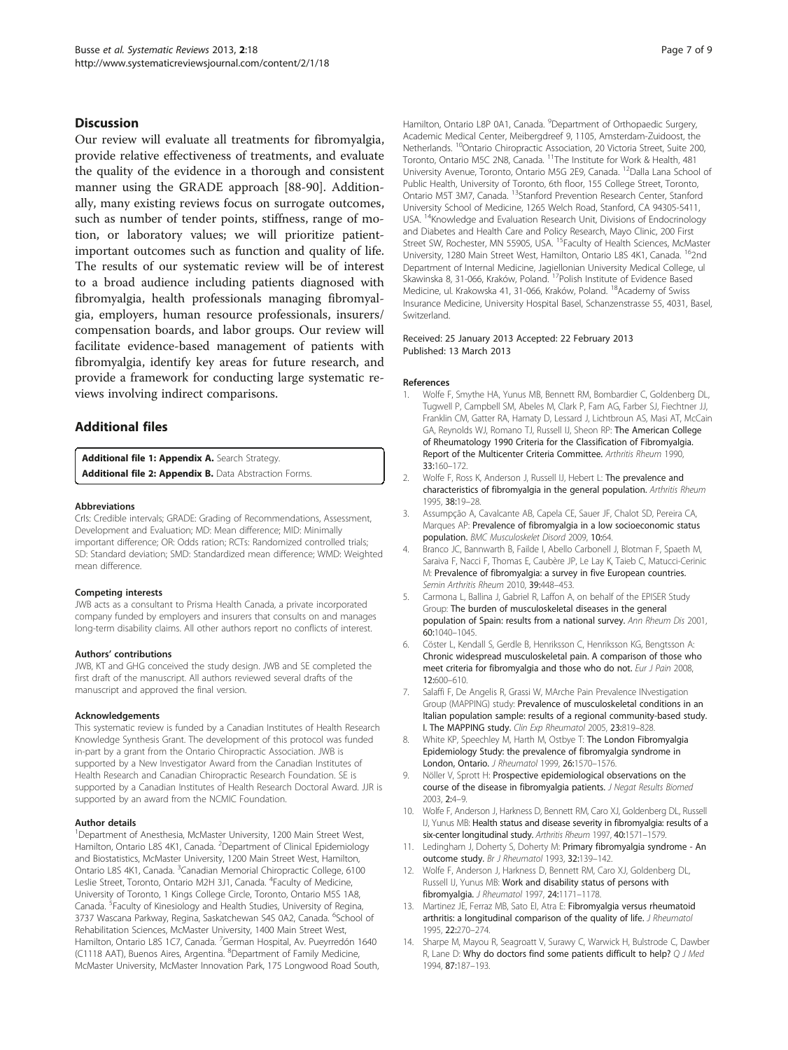## Discussion

Our review will evaluate all treatments for fibromyalgia, provide relative effectiveness of treatments, and evaluate the quality of the evidence in a thorough and consistent manner using the GRADE approach [88-90]. Additionally, many existing reviews focus on surrogate outcomes, such as number of tender points, stiffness, range of motion, or laboratory values; we will prioritize patient-important outcomes such as function and quality of life. The results of our systematic review will be of interest to a broad audience including patients diagnosed with fibromyalgia, health professionals managing fibromyalgia, employers, human resource professionals, insurers/compensation boards, and labor groups. Our review will facilitate evidence-based management of patients with fibromyalgia, identify key areas for future research, and provide a framework for conducting large systematic reviews involving indirect comparisons.

## Additional files

**Additional file 1: Appendix A.** Search Strategy.
**Additional file 2: Appendix B.** Data Abstraction Forms.

#### Abbreviations

CrIs: Credible intervals; GRADE: Grading of Recommendations, Assessment, Development and Evaluation; MD: Mean difference; MID: Minimally important difference; OR: Odds ration; RCTs: Randomized controlled trials; SD: Standard deviation; SMD: Standardized mean difference; WMD: Weighted mean difference.

#### Competing interests

JWB acts as a consultant to Prisma Health Canada, a private incorporated company funded by employers and insurers that consults on and manages long-term disability claims. All other authors report no conflicts of interest.

#### Authors' contributions

JWB, KT and GHG conceived the study design. JWB and SE completed the first draft of the manuscript. All authors reviewed several drafts of the manuscript and approved the final version.

#### Acknowledgements

This systematic review is funded by a Canadian Institutes of Health Research Knowledge Synthesis Grant. The development of this protocol was funded in-part by a grant from the Ontario Chiropractic Association. JWB is supported by a New Investigator Award from the Canadian Institutes of Health Research and Canadian Chiropractic Research Foundation. SE is supported by a Canadian Institutes of Health Research Doctoral Award. JJR is supported by an award from the NCMIC Foundation.

#### Author details

[1]Department of Anesthesia, McMaster University, 1200 Main Street West, Hamilton, Ontario L8S 4K1, Canada. [2]Department of Clinical Epidemiology and Biostatistics, McMaster University, 1200 Main Street West, Hamilton, Ontario L8S 4K1, Canada. [3]Canadian Memorial Chiropractic College, 6100 Leslie Street, Toronto, Ontario M2H 3J1, Canada. [4]Faculty of Medicine, University of Toronto, 1 Kings College Circle, Toronto, Ontario M5S 1A8, Canada. [5]Faculty of Kinesiology and Health Studies, University of Regina, 3737 Wascana Parkway, Regina, Saskatchewan S4S 0A2, Canada. [6]School of Rehabilitation Sciences, McMaster University, 1400 Main Street West, Hamilton, Ontario L8S 1C7, Canada. [7]German Hospital, Av. Pueyrredón 1640 (C1118 AAT), Buenos Aires, Argentina. [8]Department of Family Medicine, McMaster University, McMaster Innovation Park, 175 Longwood Road South, Hamilton, Ontario L8P 0A1, Canada. [9]Department of Orthopaedic Surgery, Academic Medical Center, Meibergdreef 9, 1105, Amsterdam-Zuidoost, the Netherlands. [10]Ontario Chiropractic Association, 20 Victoria Street, Suite 200, Toronto, Ontario M5C 2N8, Canada. [11]The Institute for Work & Health, 481 University Avenue, Toronto, Ontario M5G 2E9, Canada. [12]Dalla Lana School of Public Health, University of Toronto, 6th floor, 155 College Street, Toronto, Ontario M5T 3M7, Canada. [13]Stanford Prevention Research Center, Stanford University School of Medicine, 1265 Welch Road, Stanford, CA 94305-5411, USA. [14]Knowledge and Evaluation Research Unit, Divisions of Endocrinology and Diabetes and Health Care and Policy Research, Mayo Clinic, 200 First Street SW, Rochester, MN 55905, USA. [15]Faculty of Health Sciences, McMaster University, 1280 Main Street West, Hamilton, Ontario L8S 4K1, Canada. [16]2nd Department of Internal Medicine, Jagiellonian University Medical College, ul Skawinska 8, 31-066, Kraków, Poland. [17]Polish Institute of Evidence Based Medicine, ul. Krakowska 41, 31-066, Kraków, Poland. [18]Academy of Swiss Insurance Medicine, University Hospital Basel, Schanzenstrasse 55, 4031, Basel, Switzerland.

Received: 25 January 2013 Accepted: 22 February 2013
Published: 13 March 2013

#### References

1. Wolfe F, Smythe HA, Yunus MB, Bennett RM, Bombardier C, Goldenberg DL, Tugwell P, Campbell SM, Abeles M, Clark P, Fam AG, Farber SJ, Fiechtner JJ, Franklin CM, Gatter RA, Hamaty D, Lessard J, Lichtbroun AS, Masi AT, McCain GA, Reynolds WJ, Romano TJ, Russell IJ, Sheon RP: **The American College of Rheumatology 1990 Criteria for the Classification of Fibromyalgia. Report of the Multicenter Criteria Committee.** *Arthritis Rheum* 1990, **33:**160–172.
2. Wolfe F, Ross K, Anderson J, Russell IJ, Hebert L: **The prevalence and characteristics of fibromyalgia in the general population.** *Arthritis Rheum* 1995, **38:**19–28.
3. Assumpção A, Cavalcante AB, Capela CE, Sauer JF, Chalot SD, Pereira CA, Marques AP: **Prevalence of fibromyalgia in a low socioeconomic status population.** *BMC Musculoskelet Disord* 2009, **10:**64.
4. Branco JC, Bannwarth B, Failde I, Abello Carbonell J, Blotman F, Spaeth M, Saraiva F, Nacci F, Thomas E, Caubère JP, Le Lay K, Taieb C, Matucci-Cerinic M: **Prevalence of fibromyalgia: a survey in five European countries.** *Semin Arthritis Rheum* 2010, **39:**448–453.
5. Carmona L, Ballina J, Gabriel R, Laffon A, on behalf of the EPISER Study Group: **The burden of musculoskeletal diseases in the general population of Spain: results from a national survey.** *Ann Rheum Dis* 2001, **60:**1040–1045.
6. Cöster L, Kendall S, Gerdle B, Henriksson C, Henriksson KG, Bengtsson A: **Chronic widespread musculoskeletal pain. A comparison of those who meet criteria for fibromyalgia and those who do not.** *Eur J Pain* 2008, **12:**600–610.
7. Salaffi F, De Angelis R, Grassi W, MArche Pain Prevalence INvestigation Group (MAPPING) study: **Prevalence of musculoskeletal conditions in an Italian population sample: results of a regional community-based study. I. The MAPPING study.** *Clin Exp Rheumatol* 2005, **23:**819–828.
8. White KP, Speechley M, Harth M, Ostbye T: **The London Fibromyalgia Epidemiology Study: the prevalence of fibromyalgia syndrome in London, Ontario.** *J Rheumatol* 1999, **26:**1570–1576.
9. Nöller V, Sprott H: **Prospective epidemiological observations on the course of the disease in fibromyalgia patients.** *J Negat Results Biomed* 2003, **2:**4–9.
10. Wolfe F, Anderson J, Harkness D, Bennett RM, Caro XJ, Goldenberg DL, Russell IJ, Yunus MB: **Health status and disease severity in fibromyalgia: results of a six-center longitudinal study.** *Arthritis Rheum* 1997, **40:**1571–1579.
11. Ledingham J, Doherty S, Doherty M: **Primary fibromyalgia syndrome - An outcome study.** *Br J Rheumatol* 1993, **32:**139–142.
12. Wolfe F, Anderson J, Harkness D, Bennett RM, Caro XJ, Goldenberg DL, Russell IJ, Yunus MB: **Work and disability status of persons with fibromyalgia.** *J Rheumatol* 1997, **24:**1171–1178.
13. Martinez JE, Ferraz MB, Sato EI, Atra E: **Fibromyalgia versus rheumatoid arthritis: a longitudinal comparison of the quality of life.** *J Rheumatol* 1995, **22:**270–274.
14. Sharpe M, Mayou R, Seagroatt V, Surawy C, Warwick H, Bulstrode C, Dawber R, Lane D: **Why do doctors find some patients difficult to help?** *Q J Med* 1994, **87:**187–193.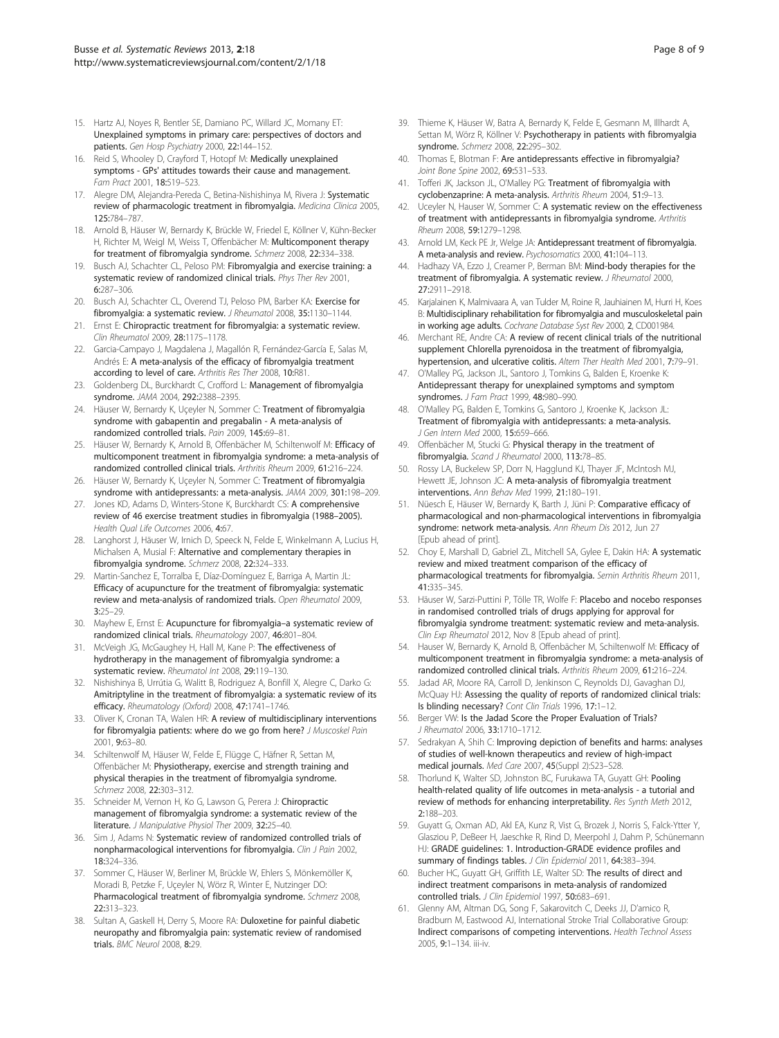15. Hartz AJ, Noyes R, Bentler SE, Damiano PC, Willard JC, Momany ET: **Unexplained symptoms in primary care: perspectives of doctors and patients.** *Gen Hosp Psychiatry* 2000, **22:**144–152.
16. Reid S, Whooley D, Crayford T, Hotopf M: **Medically unexplained symptoms - GPs' attitudes towards their cause and management.** *Fam Pract* 2001, **18:**519–523.
17. Alegre DM, Alejandra-Pereda C, Betina-Nishishinya M, Rivera J: **Systematic review of pharmacologic treatment in fibromyalgia.** *Medicina Clinica* 2005, **125:**784–787.
18. Arnold B, Häuser W, Bernardy K, Brückle W, Friedel E, Köllner V, Kühn-Becker H, Richter M, Weigl M, Weiss T, Offenbächer M: **Multicomponent therapy for treatment of fibromyalgia syndrome.** *Schmerz* 2008, **22:**334–338.
19. Busch AJ, Schachter CL, Peloso PM: **Fibromyalgia and exercise training: a systematic review of randomized clinical trials.** *Phys Ther Rev* 2001, **6:**287–306.
20. Busch AJ, Schachter CL, Overend TJ, Peloso PM, Barber KA: **Exercise for fibromyalgia: a systematic review.** *J Rheumatol* 2008, **35:**1130–1144.
21. Ernst E: **Chiropractic treatment for fibromyalgia: a systematic review.** *Clin Rheumatol* 2009, **28:**1175–1178.
22. Garcia-Campayo J, Magdalena J, Magallón R, Fernández-García E, Salas M, Andrés E: **A meta-analysis of the efficacy of fibromyalgia treatment according to level of care.** *Arthritis Res Ther* 2008, **10:**R81.
23. Goldenberg DL, Burckhardt C, Crofford L: **Management of fibromyalgia syndrome.** *JAMA* 2004, **292:**2388–2395.
24. Häuser W, Bernardy K, Uçeyler N, Sommer C: **Treatment of fibromyalgia syndrome with gabapentin and pregabalin - A meta-analysis of randomized controlled trials.** *Pain* 2009, **145:**69–81.
25. Häuser W, Bernardy K, Arnold B, Offenbächer M, Schiltenwolf M: **Efficacy of multicomponent treatment in fibromyalgia syndrome: a meta-analysis of randomized controlled clinical trials.** *Arthritis Rheum* 2009, **61:**216–224.
26. Häuser W, Bernardy K, Uçeyler N, Sommer C: **Treatment of fibromyalgia syndrome with antidepressants: a meta-analysis.** *JAMA* 2009, **301:**198–209.
27. Jones KD, Adams D, Winters-Stone K, Burckhardt CS: **A comprehensive review of 46 exercise treatment studies in fibromyalgia (1988–2005).** *Health Qual Life Outcomes* 2006, **4:**67.
28. Langhorst J, Häuser W, Irnich D, Speeck N, Felde E, Winkelmann A, Lucius H, Michalsen A, Musial F: **Alternative and complementary therapies in fibromyalgia syndrome.** *Schmerz* 2008, **22:**324–333.
29. Martin-Sanchez E, Torralba E, Díaz-Domínguez E, Barriga A, Martin JL: **Efficacy of acupuncture for the treatment of fibromyalgia: systematic review and meta-analysis of randomized trials.** *Open Rheumatol* 2009, **3:**25–29.
30. Mayhew E, Ernst E: **Acupuncture for fibromyalgia–a systematic review of randomized clinical trials.** *Rheumatology* 2007, **46:**801–804.
31. McVeigh JG, McGaughey H, Hall M, Kane P: **The effectiveness of hydrotherapy in the management of fibromyalgia syndrome: a systematic review.** *Rheumatol Int* 2008, **29:**119–130.
32. Nishishinya B, Urrútia G, Walitt B, Rodriguez A, Bonfill X, Alegre C, Darko G: **Amitriptyline in the treatment of fibromyalgia: a systematic review of its efficacy.** *Rheumatology (Oxford)* 2008, **47:**1741–1746.
33. Oliver K, Cronan TA, Walen HR: **A review of multidisciplinary interventions for fibromyalgia patients: where do we go from here?** *J Muscoskel Pain* 2001, **9:**63–80.
34. Schiltenwolf M, Häuser W, Felde E, Flügge C, Häfner R, Settan M, Offenbächer M: **Physiotherapy, exercise and strength training and physical therapies in the treatment of fibromyalgia syndrome.** *Schmerz* 2008, **22:**303–312.
35. Schneider M, Vernon H, Ko G, Lawson G, Perera J: **Chiropractic management of fibromyalgia syndrome: a systematic review of the literature.** *J Manipulative Physiol Ther* 2009, **32:**25–40.
36. Sim J, Adams N: **Systematic review of randomized controlled trials of nonpharmacological interventions for fibromyalgia.** *Clin J Pain* 2002, **18:**324–336.
37. Sommer C, Häuser W, Berliner M, Brückle W, Ehlers S, Mönkemöller K, Moradi B, Petzke F, Uçeyler N, Wörz R, Winter E, Nutzinger DO: **Pharmacological treatment of fibromyalgia syndrome.** *Schmerz* 2008, **22:**313–323.
38. Sultan A, Gaskell H, Derry S, Moore RA: **Duloxetine for painful diabetic neuropathy and fibromyalgia pain: systematic review of randomised trials.** *BMC Neurol* 2008, **8:**29.
39. Thieme K, Häuser W, Batra A, Bernardy K, Felde E, Gesmann M, Illhardt A, Settan M, Wörz R, Köllner V: **Psychotherapy in patients with fibromyalgia syndrome.** *Schmerz* 2008, **22:**295–302.
40. Thomas E, Blotman F: **Are antidepressants effective in fibromyalgia?** *Joint Bone Spine* 2002, **69:**531–533.
41. Tofferi JK, Jackson JL, O'Malley PG: **Treatment of fibromyalgia with cyclobenzaprine: A meta-analysis.** *Arthritis Rheum* 2004, **51:**9–13.
42. Uceyler N, Hauser W, Sommer C: **A systematic review on the effectiveness of treatment with antidepressants in fibromyalgia syndrome.** *Arthritis Rheum* 2008, **59:**1279–1298.
43. Arnold LM, Keck PE Jr, Welge JA: **Antidepressant treatment of fibromyalgia. A meta-analysis and review.** *Psychosomatics* 2000, **41:**104–113.
44. Hadhazy VA, Ezzo J, Creamer P, Berman BM: **Mind-body therapies for the treatment of fibromyalgia. A systematic review.** *J Rheumatol* 2000, **27:**2911–2918.
45. Karjalainen K, Malmivaara A, van Tulder M, Roine R, Jauhiainen M, Hurri H, Koes B: **Multidisciplinary rehabilitation for fibromyalgia and musculoskeletal pain in working age adults.** *Cochrane Database Syst Rev* 2000, **2**, CD001984.
46. Merchant RE, Andre CA: **A review of recent clinical trials of the nutritional supplement Chlorella pyrenoidosa in the treatment of fibromyalgia, hypertension, and ulcerative colitis.** *Altern Ther Health Med* 2001, **7:**79–91.
47. O'Malley PG, Jackson JL, Santoro J, Tomkins G, Balden E, Kroenke K: **Antidepressant therapy for unexplained symptoms and symptom syndromes.** *J Fam Pract* 1999, **48:**980–990.
48. O'Malley PG, Balden E, Tomkins G, Santoro J, Kroenke K, Jackson JL: **Treatment of fibromyalgia with antidepressants: a meta-analysis.** *J Gen Intern Med* 2000, **15:**659–666.
49. Offenbächer M, Stucki G: **Physical therapy in the treatment of fibromyalgia.** *Scand J Rheumatol* 2000, **113:**78–85.
50. Rossy LA, Buckelew SP, Dorr N, Hagglund KJ, Thayer JF, McIntosh MJ, Hewett JE, Johnson JC: **A meta-analysis of fibromyalgia treatment interventions.** *Ann Behav Med* 1999, **21:**180–191.
51. Nüesch E, Häuser W, Bernardy K, Barth J, Jüni P: **Comparative efficacy of pharmacological and non-pharmacological interventions in fibromyalgia syndrome: network meta-analysis.** *Ann Rheum Dis* 2012, Jun 27 [Epub ahead of print].
52. Choy E, Marshall D, Gabriel ZL, Mitchell SA, Gylee E, Dakin HA: **A systematic review and mixed treatment comparison of the efficacy of pharmacological treatments for fibromyalgia.** *Semin Arthritis Rheum* 2011, **41:**335–345.
53. Häuser W, Sarzi-Puttini P, Tölle TR, Wolfe F: **Placebo and nocebo responses in randomised controlled trials of drugs applying for approval for fibromyalgia syndrome treatment: systematic review and meta-analysis.** *Clin Exp Rheumatol* 2012, Nov 8 [Epub ahead of print].
54. Hauser W, Bernardy K, Arnold B, Offenbächer M, Schiltenwolf M: **Efficacy of multicomponent treatment in fibromyalgia syndrome: a meta-analysis of randomized controlled clinical trials.** *Arthritis Rheum* 2009, **61:**216–224.
55. Jadad AR, Moore RA, Carroll D, Jenkinson C, Reynolds DJ, Gavaghan DJ, McQuay HJ: **Assessing the quality of reports of randomized clinical trials: Is blinding necessary?** *Cont Clin Trials* 1996, **17:**1–12.
56. Berger VW: **Is the Jadad Score the Proper Evaluation of Trials?** *J Rheumatol* 2006, **33:**1710–1712.
57. Sedrakyan A, Shih C: **Improving depiction of benefits and harms: analyses of studies of well-known therapeutics and review of high-impact medical journals.** *Med Care* 2007, **45**(Suppl 2):S23–S28.
58. Thorlund K, Walter SD, Johnston BC, Furukawa TA, Guyatt GH: **Pooling health-related quality of life outcomes in meta-analysis - a tutorial and review of methods for enhancing interpretability.** *Res Synth Meth* 2012, **2:**188–203.
59. Guyatt G, Oxman AD, Akl EA, Kunz R, Vist G, Brozek J, Norris S, Falck-Ytter Y, Glasziou P, DeBeer H, Jaeschke R, Rind D, Meerpohl J, Dahm P, Schünemann HJ: **GRADE guidelines: 1. Introduction-GRADE evidence profiles and summary of findings tables.** *J Clin Epidemiol* 2011, **64:**383–394.
60. Bucher HC, Guyatt GH, Griffith LE, Walter SD: **The results of direct and indirect treatment comparisons in meta-analysis of randomized controlled trials.** *J Clin Epidemiol* 1997, **50:**683–691.
61. Glenny AM, Altman DG, Song F, Sakarovitch C, Deeks JJ, D'amico R, Bradburn M, Eastwood AJ, International Stroke Trial Collaborative Group: **Indirect comparisons of competing interventions.** *Health Technol Assess* 2005, **9:**1–134. iii-iv.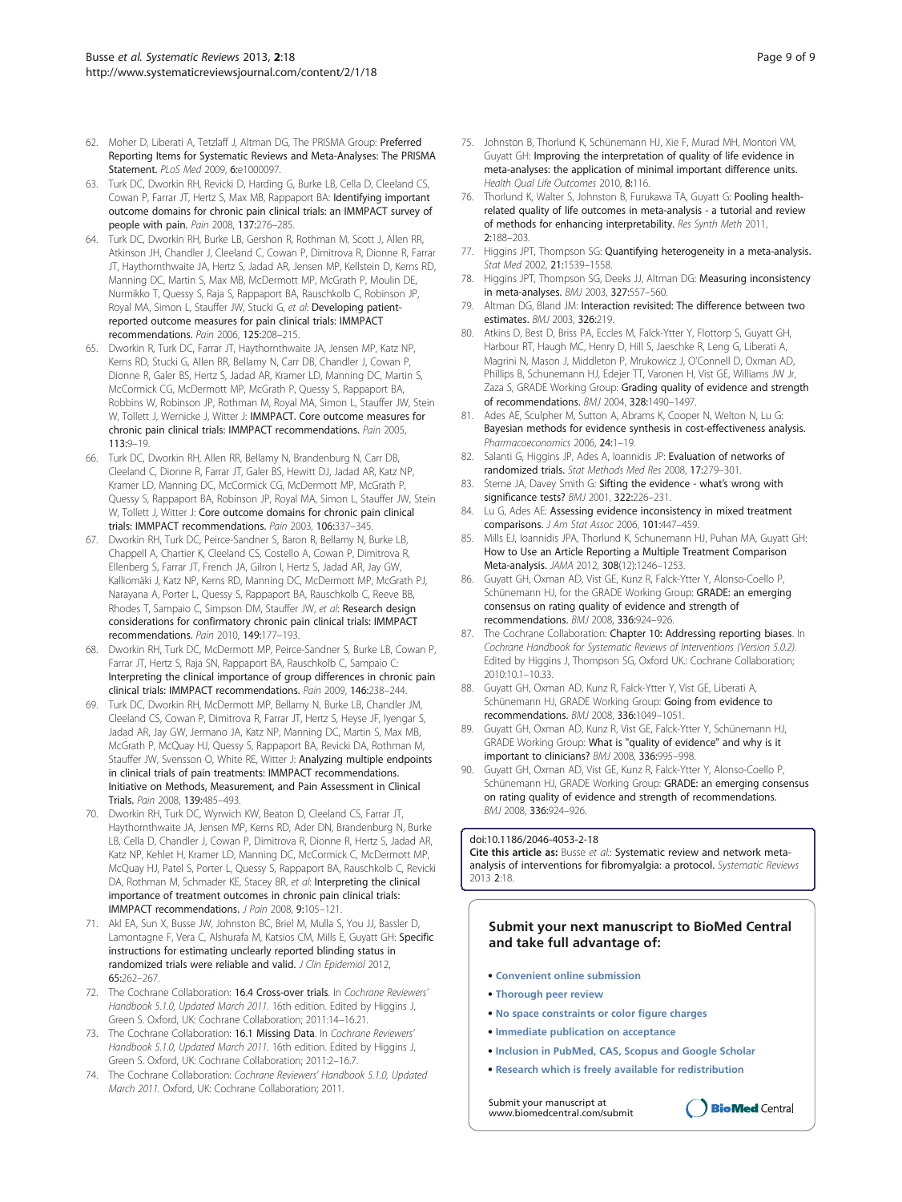62. Moher D, Liberati A, Tetzlaff J, Altman DG, The PRISMA Group: **Preferred Reporting Items for Systematic Reviews and Meta-Analyses: The PRISMA Statement.** *PLoS Med* 2009, **6**:e1000097.
63. Turk DC, Dworkin RH, Revicki D, Harding G, Burke LB, Cella D, Cleeland CS, Cowan P, Farrar JT, Hertz S, Max MB, Rappaport BA: **Identifying important outcome domains for chronic pain clinical trials: an IMMPACT survey of people with pain.** *Pain* 2008, **137**:276–285.
64. Turk DC, Dworkin RH, Burke LB, Gershon R, Rothman M, Scott J, Allen RR, Atkinson JH, Chandler J, Cleeland C, Cowan P, Dimitrova R, Dionne R, Farrar JT, Haythornthwaite JA, Hertz S, Jadad AR, Jensen MP, Kellstein D, Kerns RD, Manning DC, Martin S, Max MB, McDermott MP, McGrath P, Moulin DE, Nurmikko T, Quessy S, Raja S, Rappaport BA, Rauschkolb C, Robinson JP, Royal MA, Simon L, Stauffer JW, Stucki G, *et al*: **Developing patient-reported outcome measures for pain clinical trials: IMMPACT recommendations.** *Pain* 2006, **125**:208–215.
65. Dworkin R, Turk DC, Farrar JT, Haythornthwaite JA, Jensen MP, Katz NP, Kerns RD, Stucki G, Allen RR, Bellamy N, Carr DB, Chandler J, Cowan P, Dionne R, Galer BS, Hertz S, Jadad AR, Kramer LD, Manning DC, Martin S, McCormick CG, McDermott MP, McGrath P, Quessy S, Rappaport BA, Robbins W, Robinson JP, Rothman M, Royal MA, Simon L, Stauffer JW, Stein W, Tollett J, Wernicke J, Witter J: **IMMPACT. Core outcome measures for chronic pain clinical trials: IMMPACT recommendations.** *Pain* 2005, **113**:9–19.
66. Turk DC, Dworkin RH, Allen RR, Bellamy N, Brandenburg N, Carr DB, Cleeland C, Dionne R, Farrar JT, Galer BS, Hewitt DJ, Jadad AR, Katz NP, Kramer LD, Manning DC, McCormick CG, McDermott MP, McGrath P, Quessy S, Rappaport BA, Robinson JP, Royal MA, Simon L, Stauffer JW, Stein W, Tollett J, Witter J: **Core outcome domains for chronic pain clinical trials: IMMPACT recommendations.** *Pain* 2003, **106**:337–345.
67. Dworkin RH, Turk DC, Peirce-Sandner S, Baron R, Bellamy N, Burke LB, Chappell A, Chartier K, Cleeland CS, Costello A, Cowan P, Dimitrova R, Ellenberg S, Farrar JT, French JA, Gilron I, Hertz S, Jadad AR, Jay GW, Kalliomäki J, Katz NP, Kerns RD, Manning DC, McDermott MP, McGrath PJ, Narayana A, Porter L, Quessy S, Rappaport BA, Rauschkolb C, Reeve BB, Rhodes T, Sampaio C, Simpson DM, Stauffer JW, *et al*: **Research design considerations for confirmatory chronic pain clinical trials: IMMPACT recommendations.** *Pain* 2010, **149**:177–193.
68. Dworkin RH, Turk DC, McDermott MP, Peirce-Sandner S, Burke LB, Cowan P, Farrar JT, Hertz S, Raja SN, Rappaport BA, Rauschkolb C, Sampaio C: **Interpreting the clinical importance of group differences in chronic pain clinical trials: IMMPACT recommendations.** *Pain* 2009, **146**:238–244.
69. Turk DC, Dworkin RH, McDermott MP, Bellamy N, Burke LB, Chandler JM, Cleeland CS, Cowan P, Dimitrova R, Farrar JT, Hertz S, Heyse JF, Iyengar S, Jadad AR, Jay GW, Jermano JA, Katz NP, Manning DC, Martin S, Max MB, McGrath P, McQuay HJ, Quessy S, Rappaport BA, Revicki DA, Rothman M, Stauffer JW, Svensson O, White RE, Witter J: **Analyzing multiple endpoints in clinical trials of pain treatments: IMMPACT recommendations. Initiative on Methods, Measurement, and Pain Assessment in Clinical Trials.** *Pain* 2008, **139**:485–493.
70. Dworkin RH, Turk DC, Wyrwich KW, Beaton D, Cleeland CS, Farrar JT, Haythornthwaite JA, Jensen MP, Kerns RD, Ader DN, Brandenburg N, Burke LB, Cella D, Chandler J, Cowan P, Dimitrova R, Dionne R, Hertz S, Jadad AR, Katz NP, Kehlet H, Kramer LD, Manning DC, McCormick C, McDermott MP, McQuay HJ, Patel S, Porter L, Quessy S, Rappaport BA, Rauschkolb C, Revicki DA, Rothman M, Schmader KE, Stacey BR, *et al*: **Interpreting the clinical importance of treatment outcomes in chronic pain clinical trials: IMMPACT recommendations.** *J Pain* 2008, **9**:105–121.
71. Akl EA, Sun X, Busse JW, Johnston BC, Briel M, Mulla S, You JJ, Bassler D, Lamontagne F, Vera C, Alshurafa M, Katsios CM, Mills E, Guyatt GH: **Specific instructions for estimating unclearly reported blinding status in randomized trials were reliable and valid.** *J Clin Epidemiol* 2012, **65**:262–267.
72. The Cochrane Collaboration: **16.4 Cross-over trials**. In *Cochrane Reviewers' Handbook 5.1.0, Updated March 2011*. 16th edition. Edited by Higgins J, Green S. Oxford, UK: Cochrane Collaboration; 2011:14–16.21.
73. The Cochrane Collaboration: **16.1 Missing Data**. In *Cochrane Reviewers' Handbook 5.1.0, Updated March 2011*. 16th edition. Edited by Higgins J, Green S. Oxford, UK: Cochrane Collaboration; 2011:2–16.7.
74. The Cochrane Collaboration: *Cochrane Reviewers' Handbook 5.1.0, Updated March 2011*. Oxford, UK: Cochrane Collaboration; 2011.
75. Johnston B, Thorlund K, Schünemann HJ, Xie F, Murad MH, Montori VM, Guyatt GH: **Improving the interpretation of quality of life evidence in meta-analyses: the application of minimal important difference units.** *Health Qual Life Outcomes* 2010, **8**:116.
76. Thorlund K, Walter S, Johnston B, Furukawa TA, Guyatt G: **Pooling health-related quality of life outcomes in meta-analysis - a tutorial and review of methods for enhancing interpretability.** *Res Synth Meth* 2011, **2**:188–203.
77. Higgins JPT, Thompson SG: **Quantifying heterogeneity in a meta-analysis.** *Stat Med* 2002, **21**:1539–1558.
78. Higgins JPT, Thompson SG, Deeks JJ, Altman DG: **Measuring inconsistency in meta-analyses.** *BMJ* 2003, **327**:557–560.
79. Altman DG, Bland JM: **Interaction revisited: The difference between two estimates.** *BMJ* 2003, **326**:219.
80. Atkins D, Best D, Briss PA, Eccles M, Falck-Ytter Y, Flottorp S, Guyatt GH, Harbour RT, Haugh MC, Henry D, Hill S, Jaeschke R, Leng G, Liberati A, Magrini N, Mason J, Middleton P, Mrukowicz J, O'Connell D, Oxman AD, Phillips B, Schunemann HJ, Edejer TT, Varonen H, Vist GE, Williams JW Jr, Zaza S, GRADE Working Group: **Grading quality of evidence and strength of recommendations.** *BMJ* 2004, **328**:1490–1497.
81. Ades AE, Sculpher M, Sutton A, Abrams K, Cooper N, Welton N, Lu G: **Bayesian methods for evidence synthesis in cost-effectiveness analysis.** *Pharmacoeconomics* 2006, **24**:1–19.
82. Salanti G, Higgins JP, Ades A, Ioannidis JP: **Evaluation of networks of randomized trials.** *Stat Methods Med Res* 2008, **17**:279–301.
83. Sterne JA, Davey Smith G: **Sifting the evidence - what's wrong with significance tests?** *BMJ* 2001, **322**:226–231.
84. Lu G, Ades AE: **Assessing evidence inconsistency in mixed treatment comparisons.** *J Am Stat Assoc* 2006, **101**:447–459.
85. Mills EJ, Ioannidis JPA, Thorlund K, Schunemann HJ, Puhan MA, Guyatt GH: **How to Use an Article Reporting a Multiple Treatment Comparison Meta-analysis.** *JAMA* 2012, **308**(12):1246–1253.
86. Guyatt GH, Oxman AD, Vist GE, Kunz R, Falck-Ytter Y, Alonso-Coello P, Schünemann HJ, for the GRADE Working Group: **GRADE: an emerging consensus on rating quality of evidence and strength of recommendations.** *BMJ* 2008, **336**:924–926.
87. The Cochrane Collaboration: **Chapter 10: Addressing reporting biases**. In *Cochrane Handbook for Systematic Reviews of Interventions (Version 5.0.2)*. Edited by Higgins J, Thompson SG, Oxford UK.: Cochrane Collaboration; 2010:10.1–10.33.
88. Guyatt GH, Oxman AD, Kunz R, Falck-Ytter Y, Vist GE, Liberati A, Schünemann HJ, GRADE Working Group: **Going from evidence to recommendations.** *BMJ* 2008, **336**:1049–1051.
89. Guyatt GH, Oxman AD, Kunz R, Vist GE, Falck-Ytter Y, Schünemann HJ, GRADE Working Group: **What is "quality of evidence" and why is it important to clinicians?** *BMJ* 2008, **336**:995–998.
90. Guyatt GH, Oxman AD, Vist GE, Kunz R, Falck-Ytter Y, Alonso-Coello P, Schünemann HJ, GRADE Working Group: **GRADE: an emerging consensus on rating quality of evidence and strength of recommendations.** *BMJ* 2008, **336**:924–926.

doi:10.1186/2046-4053-2-18

**Cite this article as:** Busse *et al.*: Systematic review and network meta-analysis of interventions for fibromyalgia: a protocol. *Systematic Reviews* 2013 **2**:18.

**Submit your next manuscript to BioMed Central and take full advantage of:**

- **Convenient online submission**
- **Thorough peer review**
- **No space constraints or color figure charges**
- **Immediate publication on acceptance**
- **Inclusion in PubMed, CAS, Scopus and Google Scholar**
- **Research which is freely available for redistribution**

Submit your manuscript at
www.biomedcentral.com/submit

BioMed Central